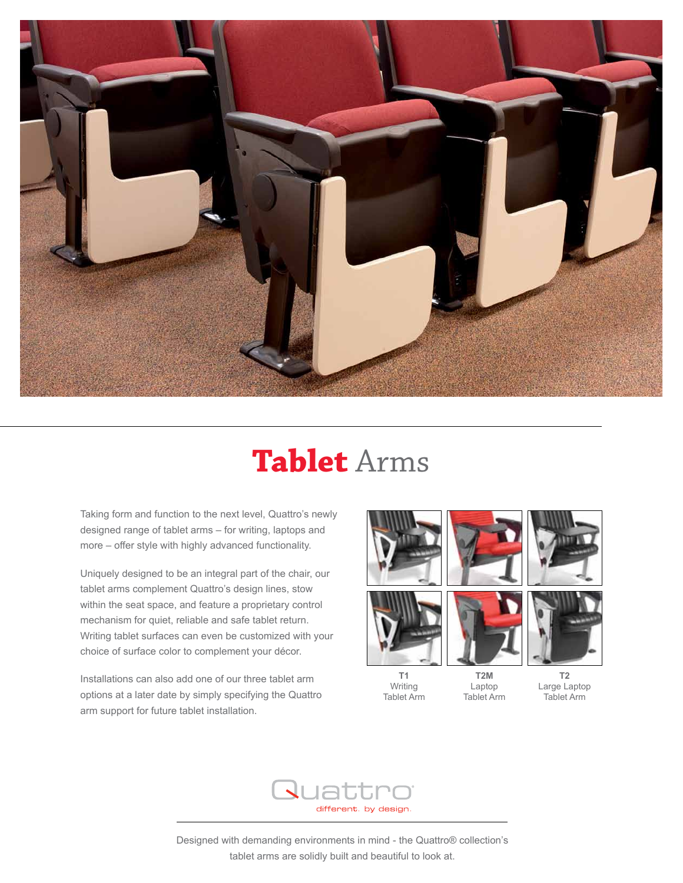# Tablet Arms

Taking form and function to the next level, Quattro's newly designed range of tablet arms – for writing, laptops and more – offer style with highly advanced functionality.

Uniquely designed to be an integral part of the chair, our tablet arms complement Quattro's design lines, stow within the seat space, and feature a proprietary control mechanism for quiet, reliable and safe tablet return. Writing tablet surfaces can even be customized with your choice of surface color to complement your décor.

Installations can also add one of our three tablet arm options at a later date by simply specifying the Quattro arm support for future tablet installation.

**T1**
Writing Tablet Arm

**T2M**
Laptop Tablet Arm

**T2**
Large Laptop Tablet Arm

Quattro
different. by design.

Designed with demanding environments in mind - the Quattro® collection's tablet arms are solidly built and beautiful to look at.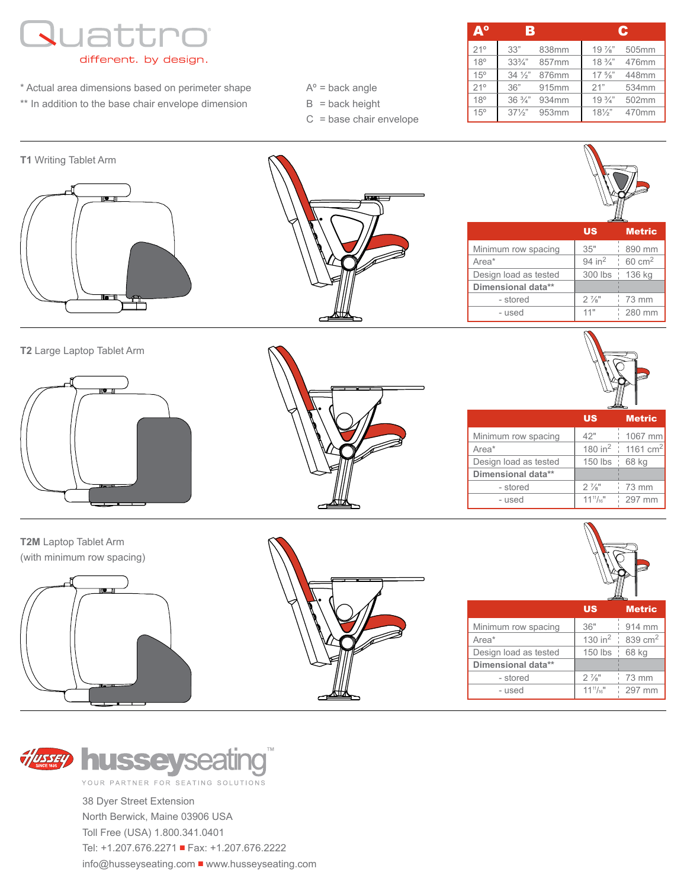# Quattro

different. by design.

\* Actual area dimensions based on perimeter shape

\*\* In addition to the base chair envelope dimension

A° = back angle

B = back height

C = base chair envelope

| A° | B | | C | |
|---|---|---|---|---|
| 21° | 33" | 838mm | 19 ⅞" | 505mm |
| 18° | 33¾" | 857mm | 18 ¾" | 476mm |
| 15° | 34 ½" | 876mm | 17 ⅝" | 448mm |
| 21° | 36" | 915mm | 21" | 534mm |
| 18° | 36 ¾" | 934mm | 19 ¾" | 502mm |
| 15° | 37½" | 953mm | 18½" | 470mm |

**T1** Writing Tablet Arm

| | US | Metric |
|---|---|---|
| Minimum row spacing | 35" | 890 mm |
| Area* | 94 in² | 60 cm² |
| Design load as tested | 300 lbs | 136 kg |
| **Dimensional data\*\*** | | |
| - stored | 2 ⅞" | 73 mm |
| - used | 11" | 280 mm |

**T2** Large Laptop Tablet Arm

| | US | Metric |
|---|---|---|
| Minimum row spacing | 42" | 1067 mm |
| Area* | 180 in² | 1161 cm² |
| Design load as tested | 150 lbs | 68 kg |
| **Dimensional data\*\*** | | |
| - stored | 2 ⅞" | 73 mm |
| - used | 11¹¹⁄₁₆" | 297 mm |

**T2M** Laptop Tablet Arm
(with minimum row spacing)

| | US | Metric |
|---|---|---|
| Minimum row spacing | 36" | 914 mm |
| Area* | 130 in² | 839 cm² |
| Design load as tested | 150 lbs | 68 kg |
| **Dimensional data\*\*** | | |
| - stored | 2 ⅞" | 73 mm |
| - used | 11¹¹⁄₁₆" | 297 mm |

Hussey SINCE 1835 husseyseating™

YOUR PARTNER FOR SEATING SOLUTIONS

38 Dyer Street Extension
North Berwick, Maine 03906 USA
Toll Free (USA) 1.800.341.0401
Tel: +1.207.676.2271 ■ Fax: +1.207.676.2222
info@husseyseating.com ■ www.husseyseating.com